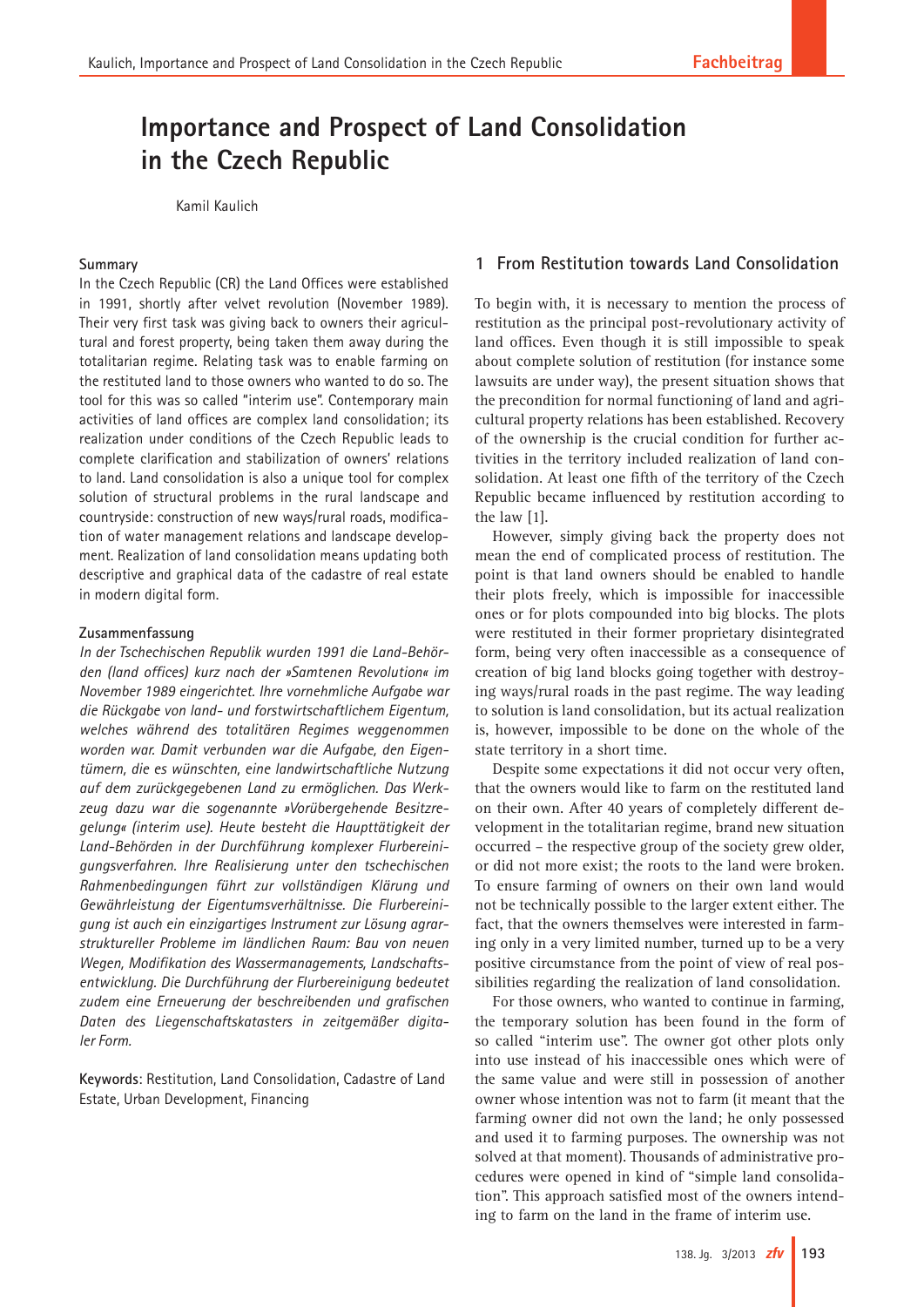// Importance and Prospect of Land Consolidation in the Czech Republic

Kamil Kaulich

### Summary

In the Czech Republic (CR) the Land Offices were established in 1991, shortly after velvet revolution (November 1989). Their very first task was giving back to owners their agricultural and forest property, being taken them away during the totalitarian regime. Relating task was to enable farming on the restituted land to those owners who wanted to do so. The tool for this was so called "interim use". Contemporary main activities of land offices are complex land consolidation; its realization under conditions of the Czech Republic leads to complete clarification and stabilization of owners' relations to land. Land consolidation is also a unique tool for complex solution of structural problems in the rural landscape and countryside: construction of new ways/rural roads, modification of water management relations and landscape development. Realization of land consolidation means updating both descriptive and graphical data of the cadastre of real estate in modern digital form.

### Zusammenfassung

*In der Tschechischen Republik wurden 1991 die Land-Behörden (land offices) kurz nach der »Samtenen Revolution« im November 1989 eingerichtet. Ihre vornehmliche Aufgabe war die Rückgabe von land- und forstwirtschaftlichem Eigentum, welches während des totalitären Regimes weggenommen worden war. Damit verbunden war die Aufgabe, den Eigentümern, die es wünschten, eine landwirtschaftliche Nutzung auf dem zurückgegebenen Land zu ermöglichen. Das Werkzeug dazu war die sogenannte »Vorübergehende Besitzregelung« (interim use). Heute besteht die Haupttätigkeit der Land-Behörden in der Durchführung komplexer Flurbereinigungsverfahren. Ihre Realisierung unter den tschechischen Rahmenbedingungen führt zur vollständigen Klärung und Gewährleistung der Eigentumsverhältnisse. Die Flurbereinigung ist auch ein einzigartiges Instrument zur Lösung agrarstruktureller Probleme im ländlichen Raum: Bau von neuen Wegen, Modifikation des Wassermanagements, Landschaftsentwicklung. Die Durchführung der Flurbereinigung bedeutet zudem eine Erneuerung der beschreibenden und grafischen Daten des Liegenschaftskatasters in zeitgemäßer digitaler Form.*

**Keywords**: Restitution, Land Consolidation, Cadastre of Land Estate, Urban Development, Financing

## 1 From Restitution towards Land Consolidation

To begin with, it is necessary to mention the process of restitution as the principal post-revolutionary activity of land offices. Even though it is still impossible to speak about complete solution of restitution (for instance some lawsuits are under way), the present situation shows that the precondition for normal functioning of land and agricultural property relations has been established. Recovery of the ownership is the crucial condition for further activities in the territory included realization of land consolidation. At least one fifth of the territory of the Czech Republic became influenced by restitution according to the law [1].

However, simply giving back the property does not mean the end of complicated process of restitution. The point is that land owners should be enabled to handle their plots freely, which is impossible for inaccessible ones or for plots compounded into big blocks. The plots were restituted in their former proprietary disintegrated form, being very often inaccessible as a consequence of creation of big land blocks going together with destroying ways/rural roads in the past regime. The way leading to solution is land consolidation, but its actual realization is, however, impossible to be done on the whole of the state territory in a short time.

Despite some expectations it did not occur very often, that the owners would like to farm on the restituted land on their own. After 40 years of completely different development in the totalitarian regime, brand new situation occurred – the respective group of the society grew older, or did not more exist; the roots to the land were broken. To ensure farming of owners on their own land would not be technically possible to the larger extent either. The fact, that the owners themselves were interested in farming only in a very limited number, turned up to be a very positive circumstance from the point of view of real possibilities regarding the realization of land consolidation.

For those owners, who wanted to continue in farming, the temporary solution has been found in the form of so called "interim use". The owner got other plots only into use instead of his inaccessible ones which were of the same value and were still in possession of another owner whose intention was not to farm (it meant that the farming owner did not own the land; he only possessed and used it to farming purposes. The ownership was not solved at that moment). Thousands of administrative procedures were opened in kind of "simple land consolidation". This approach satisfied most of the owners intending to farm on the land in the frame of interim use.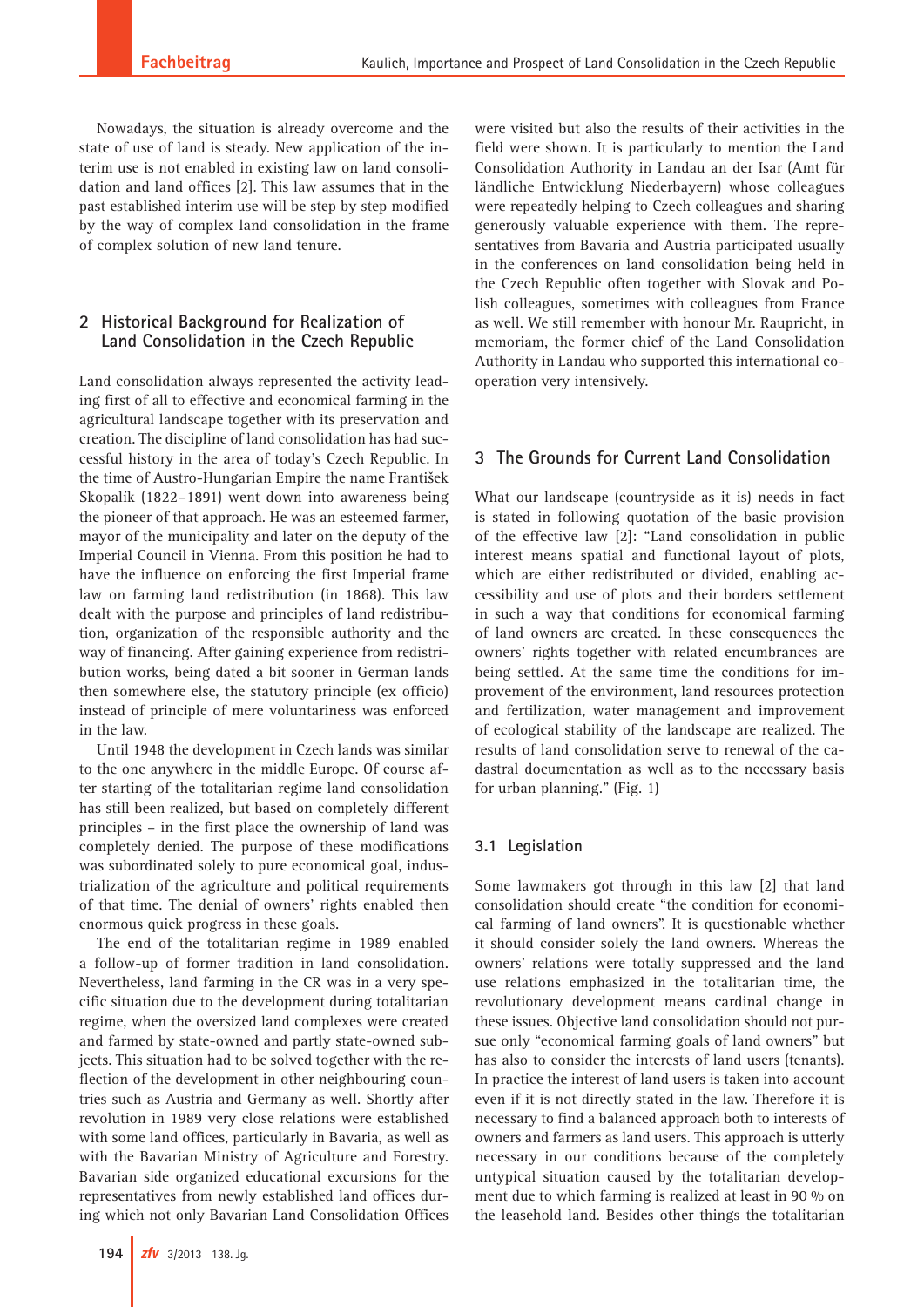Nowadays, the situation is already overcome and the state of use of land is steady. New application of the interim use is not enabled in existing law on land consolidation and land offices [2]. This law assumes that in the past established interim use will be step by step modified by the way of complex land consolidation in the frame of complex solution of new land tenure.

## 2 Historical Background for Realization of Land Consolidation in the Czech Republic

Land consolidation always represented the activity leading first of all to effective and economical farming in the agricultural landscape together with its preservation and creation. The discipline of land consolidation has had successful history in the area of today's Czech Republic. In the time of Austro-Hungarian Empire the name František Skopalík (1822–1891) went down into awareness being the pioneer of that approach. He was an esteemed farmer, mayor of the municipality and later on the deputy of the Imperial Council in Vienna. From this position he had to have the influence on enforcing the first Imperial frame law on farming land redistribution (in 1868). This law dealt with the purpose and principles of land redistribution, organization of the responsible authority and the way of financing. After gaining experience from redistribution works, being dated a bit sooner in German lands then somewhere else, the statutory principle (ex officio) instead of principle of mere voluntariness was enforced in the law.

Until 1948 the development in Czech lands was similar to the one anywhere in the middle Europe. Of course after starting of the totalitarian regime land consolidation has still been realized, but based on completely different principles – in the first place the ownership of land was completely denied. The purpose of these modifications was subordinated solely to pure economical goal, industrialization of the agriculture and political requirements of that time. The denial of owners' rights enabled then enormous quick progress in these goals.

The end of the totalitarian regime in 1989 enabled a follow-up of former tradition in land consolidation. Nevertheless, land farming in the CR was in a very specific situation due to the development during totalitarian regime, when the oversized land complexes were created and farmed by state-owned and partly state-owned subjects. This situation had to be solved together with the reflection of the development in other neighbouring countries such as Austria and Germany as well. Shortly after revolution in 1989 very close relations were established with some land offices, particularly in Bavaria, as well as with the Bavarian Ministry of Agriculture and Forestry. Bavarian side organized educational excursions for the representatives from newly established land offices during which not only Bavarian Land Consolidation Offices were visited but also the results of their activities in the field were shown. It is particularly to mention the Land Consolidation Authority in Landau an der Isar (Amt für ländliche Entwicklung Niederbayern) whose colleagues were repeatedly helping to Czech colleagues and sharing generously valuable experience with them. The representatives from Bavaria and Austria participated usually in the conferences on land consolidation being held in the Czech Republic often together with Slovak and Polish colleagues, sometimes with colleagues from France as well. We still remember with honour Mr. Rauprícht, in memoriam, the former chief of the Land Consolidation Authority in Landau who supported this international cooperation very intensively.

## 3 The Grounds for Current Land Consolidation

What our landscape (countryside as it is) needs in fact is stated in following quotation of the basic provision of the effective law [2]: "Land consolidation in public interest means spatial and functional layout of plots, which are either redistributed or divided, enabling accessibility and use of plots and their borders settlement in such a way that conditions for economical farming of land owners are created. In these consequences the owners' rights together with related encumbrances are being settled. At the same time the conditions for improvement of the environment, land resources protection and fertilization, water management and improvement of ecological stability of the landscape are realized. The results of land consolidation serve to renewal of the cadastral documentation as well as to the necessary basis for urban planning." (Fig. 1)

### 3.1 Legislation

Some lawmakers got through in this law [2] that land consolidation should create "the condition for economical farming of land owners". It is questionable whether it should consider solely the land owners. Whereas the owners' relations were totally suppressed and the land use relations emphasized in the totalitarian time, the revolutionary development means cardinal change in these issues. Objective land consolidation should not pursue only "economical farming goals of land owners" but has also to consider the interests of land users (tenants). In practice the interest of land users is taken into account even if it is not directly stated in the law. Therefore it is necessary to find a balanced approach both to interests of owners and farmers as land users. This approach is utterly necessary in our conditions because of the completely untypical situation caused by the totalitarian development due to which farming is realized at least in 90 % on the leasehold land. Besides other things the totalitarian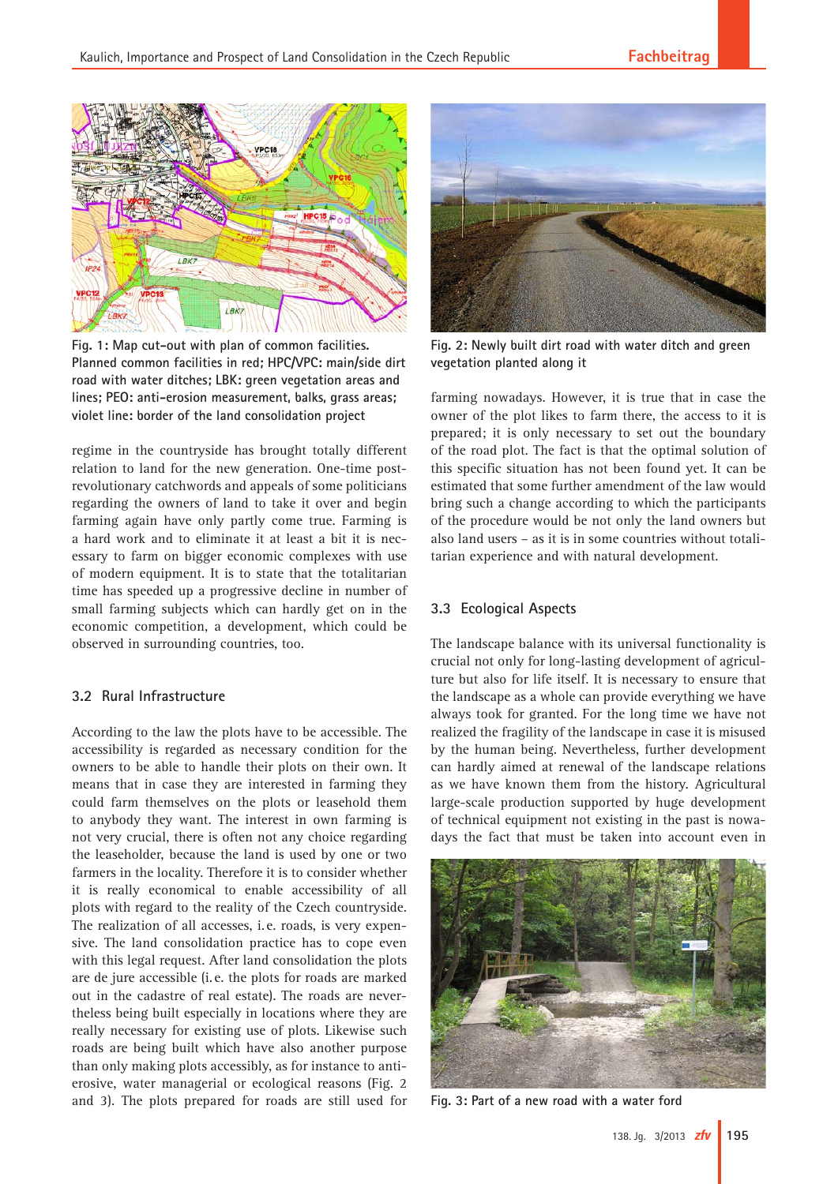Fig. 1: Map cut-out with plan of common facilities. Planned common facilities in red; HPC/VPC: main/side dirt road with water ditches; LBK: green vegetation areas and lines; PEO: anti-erosion measurement, balks, grass areas; violet line: border of the land consolidation project

Fig. 2: Newly built dirt road with water ditch and green vegetation planted along it

regime in the countryside has brought totally different relation to land for the new generation. One-time post-revolutionary catchwords and appeals of some politicians regarding the owners of land to take it over and begin farming again have only partly come true. Farming is a hard work and to eliminate it at least a bit it is necessary to farm on bigger economic complexes with use of modern equipment. It is to state that the totalitarian time has speeded up a progressive decline in number of small farming subjects which can hardly get on in the economic competition, a development, which could be observed in surrounding countries, too.

### 3.2 Rural Infrastructure

According to the law the plots have to be accessible. The accessibility is regarded as necessary condition for the owners to be able to handle their plots on their own. It means that in case they are interested in farming they could farm themselves on the plots or leasehold them to anybody they want. The interest in own farming is not very crucial, there is often not any choice regarding the leaseholder, because the land is used by one or two farmers in the locality. Therefore it is to consider whether it is really economical to enable accessibility of all plots with regard to the reality of the Czech countryside. The realization of all accesses, i. e. roads, is very expensive. The land consolidation practice has to cope even with this legal request. After land consolidation the plots are de jure accessible (i. e. the plots for roads are marked out in the cadastre of real estate). The roads are nevertheless being built especially in locations where they are really necessary for existing use of plots. Likewise such roads are being built which have also another purpose than only making plots accessibly, as for instance to anti-erosive, water managerial or ecological reasons (Fig. 2 and 3). The plots prepared for roads are still used for farming nowadays. However, it is true that in case the owner of the plot likes to farm there, the access to it is prepared; it is only necessary to set out the boundary of the road plot. The fact is that the optimal solution of this specific situation has not been found yet. It can be estimated that some further amendment of the law would bring such a change according to which the participants of the procedure would be not only the land owners but also land users – as it is in some countries without totalitarian experience and with natural development.

### 3.3 Ecological Aspects

The landscape balance with its universal functionality is crucial not only for long-lasting development of agriculture but also for life itself. It is necessary to ensure that the landscape as a whole can provide everything we have always took for granted. For the long time we have not realized the fragility of the landscape in case it is misused by the human being. Nevertheless, further development can hardly aimed at renewal of the landscape relations as we have known them from the history. Agricultural large-scale production supported by huge development of technical equipment not existing in the past is nowadays the fact that must be taken into account even in

Fig. 3: Part of a new road with a water ford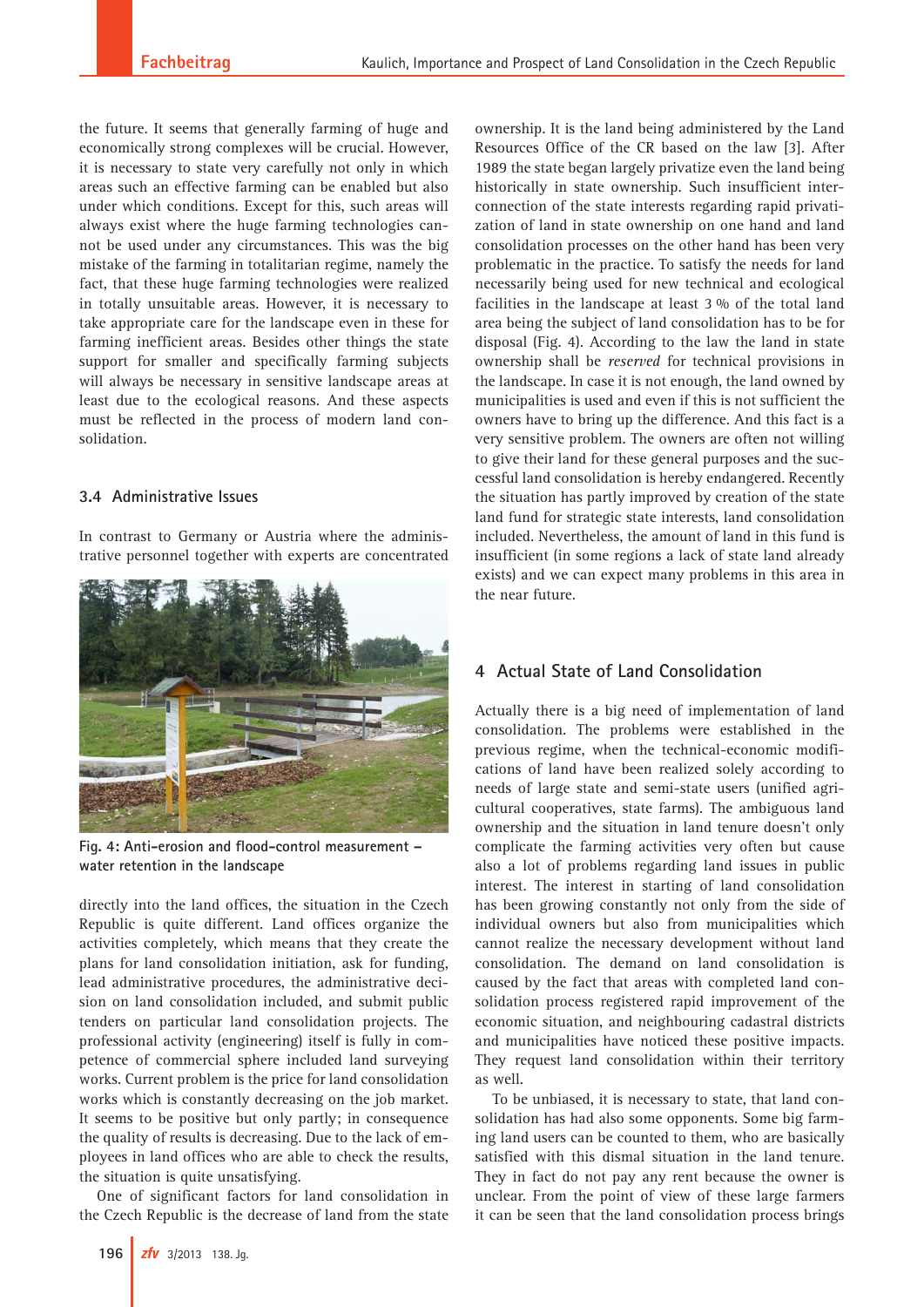the future. It seems that generally farming of huge and economically strong complexes will be crucial. However, it is necessary to state very carefully not only in which areas such an effective farming can be enabled but also under which conditions. Except for this, such areas will always exist where the huge farming technologies cannot be used under any circumstances. This was the big mistake of the farming in totalitarian regime, namely the fact, that these huge farming technologies were realized in totally unsuitable areas. However, it is necessary to take appropriate care for the landscape even in these for farming inefficient areas. Besides other things the state support for smaller and specifically farming subjects will always be necessary in sensitive landscape areas at least due to the ecological reasons. And these aspects must be reflected in the process of modern land consolidation.

### 3.4 Administrative Issues

In contrast to Germany or Austria where the administrative personnel together with experts are concentrated directly into the land offices, the situation in the Czech Republic is quite different. Land offices organize the activities completely, which means that they create the plans for land consolidation initiation, ask for funding, lead administrative procedures, the administrative decision on land consolidation included, and submit public tenders on particular land consolidation projects. The professional activity (engineering) itself is fully in competence of commercial sphere included land surveying works. Current problem is the price for land consolidation works which is constantly decreasing on the job market. It seems to be positive but only partly; in consequence the quality of results is decreasing. Due to the lack of employees in land offices who are able to check the results, the situation is quite unsatisfying.

**Fig. 4: Anti-erosion and flood-control measurement – water retention in the landscape**

One of significant factors for land consolidation in the Czech Republic is the decrease of land from the state ownership. It is the land being administered by the Land Resources Office of the CR based on the law [3]. After 1989 the state began largely privatize even the land being historically in state ownership. Such insufficient interconnection of the state interests regarding rapid privatization of land in state ownership on one hand and land consolidation processes on the other hand has been very problematic in the practice. To satisfy the needs for land necessarily being used for new technical and ecological facilities in the landscape at least 3 % of the total land area being the subject of land consolidation has to be for disposal (Fig. 4). According to the law the land in state ownership shall be *reserved* for technical provisions in the landscape. In case it is not enough, the land owned by municipalities is used and even if this is not sufficient the owners have to bring up the difference. And this fact is a very sensitive problem. The owners are often not willing to give their land for these general purposes and the successful land consolidation is hereby endangered. Recently the situation has partly improved by creation of the state land fund for strategic state interests, land consolidation included. Nevertheless, the amount of land in this fund is insufficient (in some regions a lack of state land already exists) and we can expect many problems in this area in the near future.

## 4 Actual State of Land Consolidation

Actually there is a big need of implementation of land consolidation. The problems were established in the previous regime, when the technical-economic modifications of land have been realized solely according to needs of large state and semi-state users (unified agricultural cooperatives, state farms). The ambiguous land ownership and the situation in land tenure doesn't only complicate the farming activities very often but cause also a lot of problems regarding land issues in public interest. The interest in starting of land consolidation has been growing constantly not only from the side of individual owners but also from municipalities which cannot realize the necessary development without land consolidation. The demand on land consolidation is caused by the fact that areas with completed land consolidation process registered rapid improvement of the economic situation, and neighbouring cadastral districts and municipalities have noticed these positive impacts. They request land consolidation within their territory as well.

To be unbiased, it is necessary to state, that land consolidation has had also some opponents. Some big farming land users can be counted to them, who are basically satisfied with this dismal situation in the land tenure. They in fact do not pay any rent because the owner is unclear. From the point of view of these large farmers it can be seen that the land consolidation process brings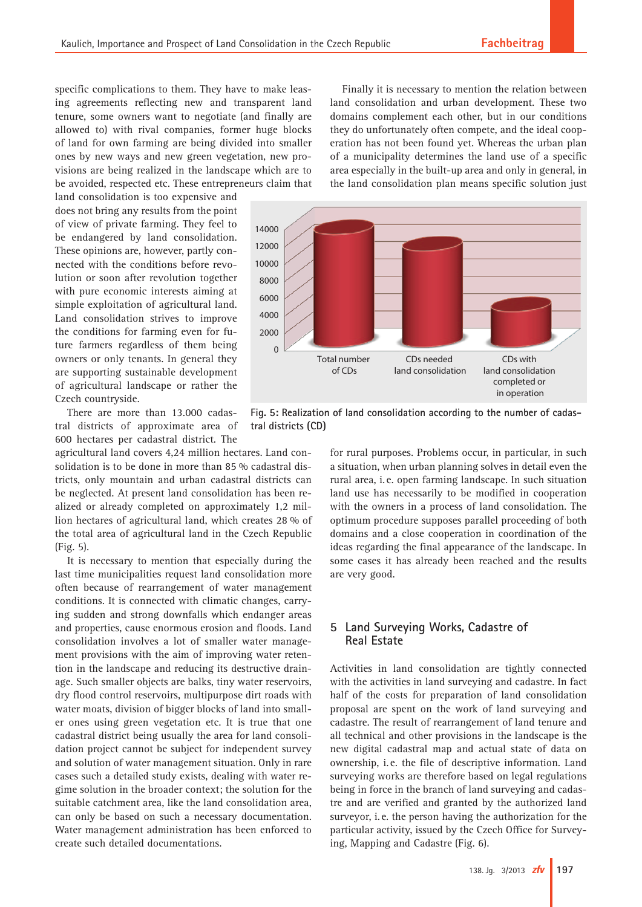specific complications to them. They have to make leasing agreements reflecting new and transparent land tenure, some owners want to negotiate (and finally are allowed to) with rival companies, former huge blocks of land for own farming are being divided into smaller ones by new ways and new green vegetation, new provisions are being realized in the landscape which are to be avoided, respected etc. These entrepreneurs claim that land consolidation is too expensive and does not bring any results from the point of view of private farming. They feel to be endangered by land consolidation. These opinions are, however, partly connected with the conditions before revolution or soon after revolution together with pure economic interests aiming at simple exploitation of agricultural land. Land consolidation strives to improve the conditions for farming even for future farmers regardless of them being owners or only tenants. In general they are supporting sustainable development of agricultural landscape or rather the Czech countryside.

There are more than 13.000 cadastral districts of approximate area of 600 hectares per cadastral district. The agricultural land covers 4,24 million hectares. Land consolidation is to be done in more than 85 % cadastral districts, only mountain and urban cadastral districts can be neglected. At present land consolidation has been realized or already completed on approximately 1,2 million hectares of agricultural land, which creates 28 % of the total area of agricultural land in the Czech Republic (Fig. 5).

It is necessary to mention that especially during the last time municipalities request land consolidation more often because of rearrangement of water management conditions. It is connected with climatic changes, carrying sudden and strong downfalls which endanger areas and properties, cause enormous erosion and floods. Land consolidation involves a lot of smaller water management provisions with the aim of improving water retention in the landscape and reducing its destructive drainage. Such smaller objects are balks, tiny water reservoirs, dry flood control reservoirs, multipurpose dirt roads with water moats, division of bigger blocks of land into smaller ones using green vegetation etc. It is true that one cadastral district being usually the area for land consolidation project cannot be subject for independent survey and solution of water management situation. Only in rare cases such a detailed study exists, dealing with water regime solution in the broader context; the solution for the suitable catchment area, like the land consolidation area, can only be based on such a necessary documentation. Water management administration has been enforced to create such detailed documentations.

Finally it is necessary to mention the relation between land consolidation and urban development. These two domains complement each other, but in our conditions they do unfortunately often compete, and the ideal cooperation has not been found yet. Whereas the urban plan of a municipality determines the land use of a specific area especially in the built-up area and only in general, in the land consolidation plan means specific solution just for rural purposes. Problems occur, in particular, in such a situation, when urban planning solves in detail even the rural area, i. e. open farming landscape. In such situation land use has necessarily to be modified in cooperation with the owners in a process of land consolidation. The optimum procedure supposes parallel proceeding of both domains and a close cooperation in coordination of the ideas regarding the final appearance of the landscape. In some cases it has already been reached and the results are very good.

Fig. 5: Realization of land consolidation according to the number of cadastral districts (CD)

## 5 Land Surveying Works, Cadastre of Real Estate

Activities in land consolidation are tightly connected with the activities in land surveying and cadastre. In fact half of the costs for preparation of land consolidation proposal are spent on the work of land surveying and cadastre. The result of rearrangement of land tenure and all technical and other provisions in the landscape is the new digital cadastral map and actual state of data on ownership, i. e. the file of descriptive information. Land surveying works are therefore based on legal regulations being in force in the branch of land surveying and cadastre and are verified and granted by the authorized land surveyor, i. e. the person having the authorization for the particular activity, issued by the Czech Office for Surveying, Mapping and Cadastre (Fig. 6).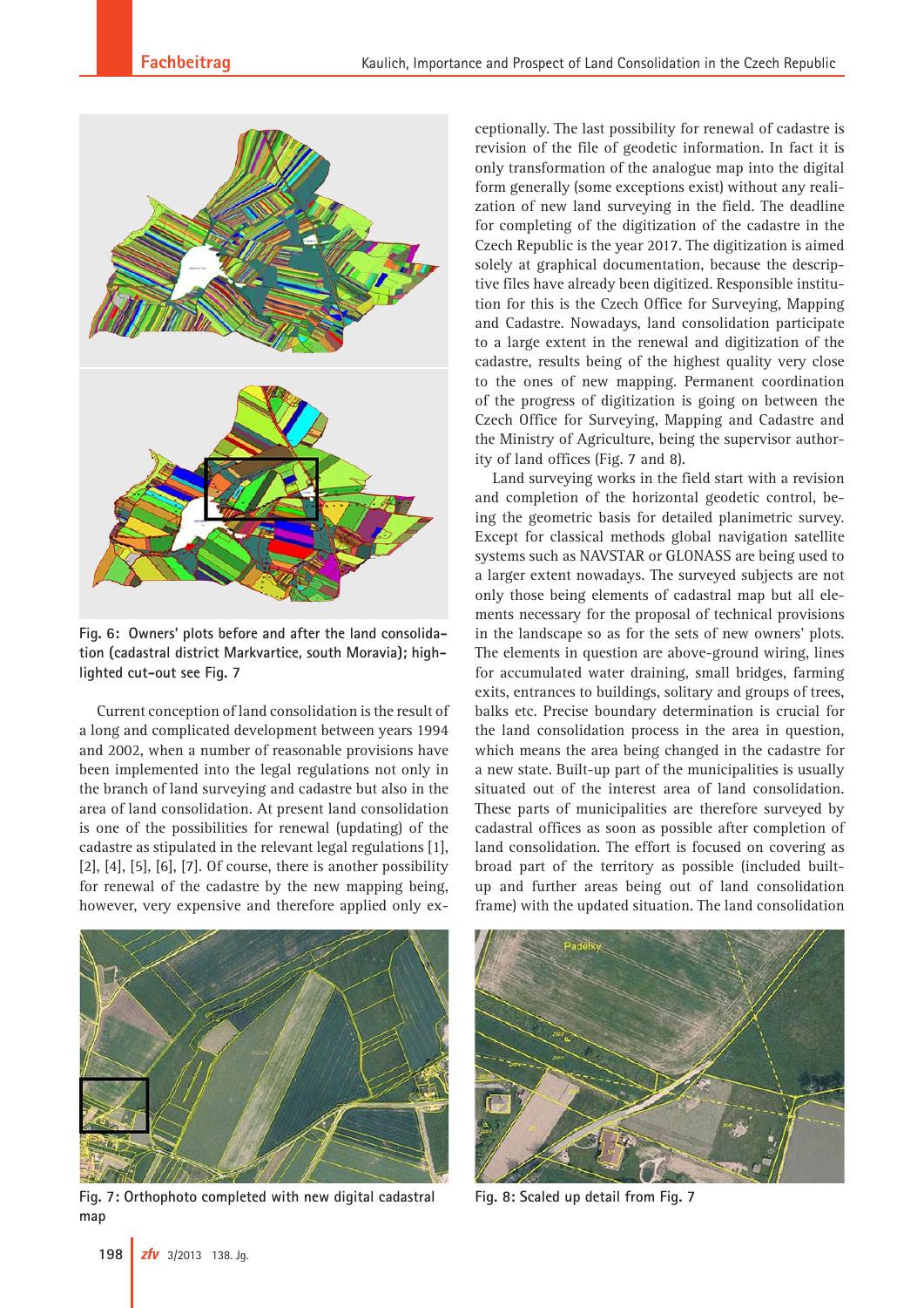Fig. 6: Owners' plots before and after the land consolidation (cadastral district Markvartice, south Moravia); highlighted cut-out see Fig. 7

Current conception of land consolidation is the result of a long and complicated development between years 1994 and 2002, when a number of reasonable provisions have been implemented into the legal regulations not only in the branch of land surveying and cadastre but also in the area of land consolidation. At present land consolidation is one of the possibilities for renewal (updating) of the cadastre as stipulated in the relevant legal regulations [1], [2], [4], [5], [6], [7]. Of course, there is another possibility for renewal of the cadastre by the new mapping being, however, very expensive and therefore applied only exceptionally. The last possibility for renewal of cadastre is revision of the file of geodetic information. In fact it is only transformation of the analogue map into the digital form generally (some exceptions exist) without any realization of new land surveying in the field. The deadline for completing of the digitization of the cadastre in the Czech Republic is the year 2017. The digitization is aimed solely at graphical documentation, because the descriptive files have already been digitized. Responsible institution for this is the Czech Office for Surveying, Mapping and Cadastre. Nowadays, land consolidation participate to a large extent in the renewal and digitization of the cadastre, results being of the highest quality very close to the ones of new mapping. Permanent coordination of the progress of digitization is going on between the Czech Office for Surveying, Mapping and Cadastre and the Ministry of Agriculture, being the supervisor authority of land offices (Fig. 7 and 8).

Land surveying works in the field start with a revision and completion of the horizontal geodetic control, being the geometric basis for detailed planimetric survey. Except for classical methods global navigation satellite systems such as NAVSTAR or GLONASS are being used to a larger extent nowadays. The surveyed subjects are not only those being elements of cadastral map but all elements necessary for the proposal of technical provisions in the landscape so as for the sets of new owners' plots. The elements in question are above-ground wiring, lines for accumulated water draining, small bridges, farming exits, entrances to buildings, solitary and groups of trees, balks etc. Precise boundary determination is crucial for the land consolidation process in the area in question, which means the area being changed in the cadastre for a new state. Built-up part of the municipalities is usually situated out of the interest area of land consolidation. These parts of municipalities are therefore surveyed by cadastral offices as soon as possible after completion of land consolidation. The effort is focused on covering as broad part of the territory as possible (included built-up and further areas being out of land consolidation frame) with the updated situation. The land consolidation

Fig. 7: Orthophoto completed with new digital cadastral map

Fig. 8: Scaled up detail from Fig. 7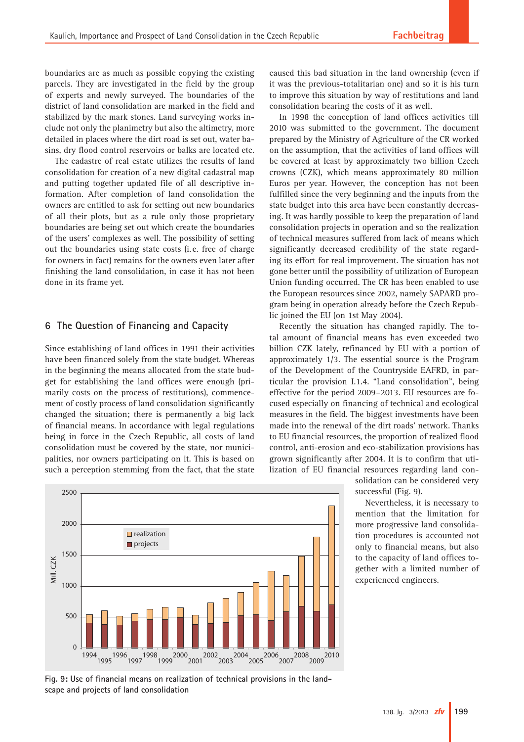boundaries are as much as possible copying the existing parcels. They are investigated in the field by the group of experts and newly surveyed. The boundaries of the district of land consolidation are marked in the field and stabilized by the mark stones. Land surveying works include not only the planimetry but also the altimetry, more detailed in places where the dirt road is set out, water basins, dry flood control reservoirs or balks are located etc.

The cadastre of real estate utilizes the results of land consolidation for creation of a new digital cadastral map and putting together updated file of all descriptive information. After completion of land consolidation the owners are entitled to ask for setting out new boundaries of all their plots, but as a rule only those proprietary boundaries are being set out which create the boundaries of the users' complexes as well. The possibility of setting out the boundaries using state costs (i. e. free of charge for owners in fact) remains for the owners even later after finishing the land consolidation, in case it has not been done in its frame yet.

## 6 The Question of Financing and Capacity

Since establishing of land offices in 1991 their activities have been financed solely from the state budget. Whereas in the beginning the means allocated from the state budget for establishing the land offices were enough (primarily costs on the process of restitutions), commencement of costly process of land consolidation significantly changed the situation; there is permanently a big lack of financial means. In accordance with legal regulations being in force in the Czech Republic, all costs of land consolidation must be covered by the state, nor municipalities, nor owners participating on it. This is based on such a perception stemming from the fact, that the state caused this bad situation in the land ownership (even if it was the previous-totalitarian one) and so it is his turn to improve this situation by way of restitutions and land consolidation bearing the costs of it as well.

In 1998 the conception of land offices activities till 2010 was submitted to the government. The document prepared by the Ministry of Agriculture of the CR worked on the assumption, that the activities of land offices will be covered at least by approximately two billion Czech crowns (CZK), which means approximately 80 million Euros per year. However, the conception has not been fulfilled since the very beginning and the inputs from the state budget into this area have been constantly decreasing. It was hardly possible to keep the preparation of land consolidation projects in operation and so the realization of technical measures suffered from lack of means which significantly decreased credibility of the state regarding its effort for real improvement. The situation has not gone better until the possibility of utilization of European Union funding occurred. The CR has been enabled to use the European resources since 2002, namely SAPARD program being in operation already before the Czech Republic joined the EU (on 1st May 2004).

Recently the situation has changed rapidly. The total amount of financial means has even exceeded two billion CZK lately, refinanced by EU with a portion of approximately 1/3. The essential source is the Program of the Development of the Countryside EAFRD, in particular the provision I.1.4. "Land consolidation", being effective for the period 2009–2013. EU resources are focused especially on financing of technical and ecological measures in the field. The biggest investments have been made into the renewal of the dirt roads' network. Thanks to EU financial resources, the proportion of realized flood control, anti-erosion and eco-stabilization provisions has grown significantly after 2004. It is to confirm that utilization of EU financial resources regarding land consolidation can be considered very successful (Fig. 9).

Nevertheless, it is necessary to mention that the limitation for more progressive land consolidation procedures is accounted not only to financial means, but also to the capacity of land offices together with a limited number of experienced engineers.

Fig. 9: Use of financial means on realization of technical provisions in the landscape and projects of land consolidation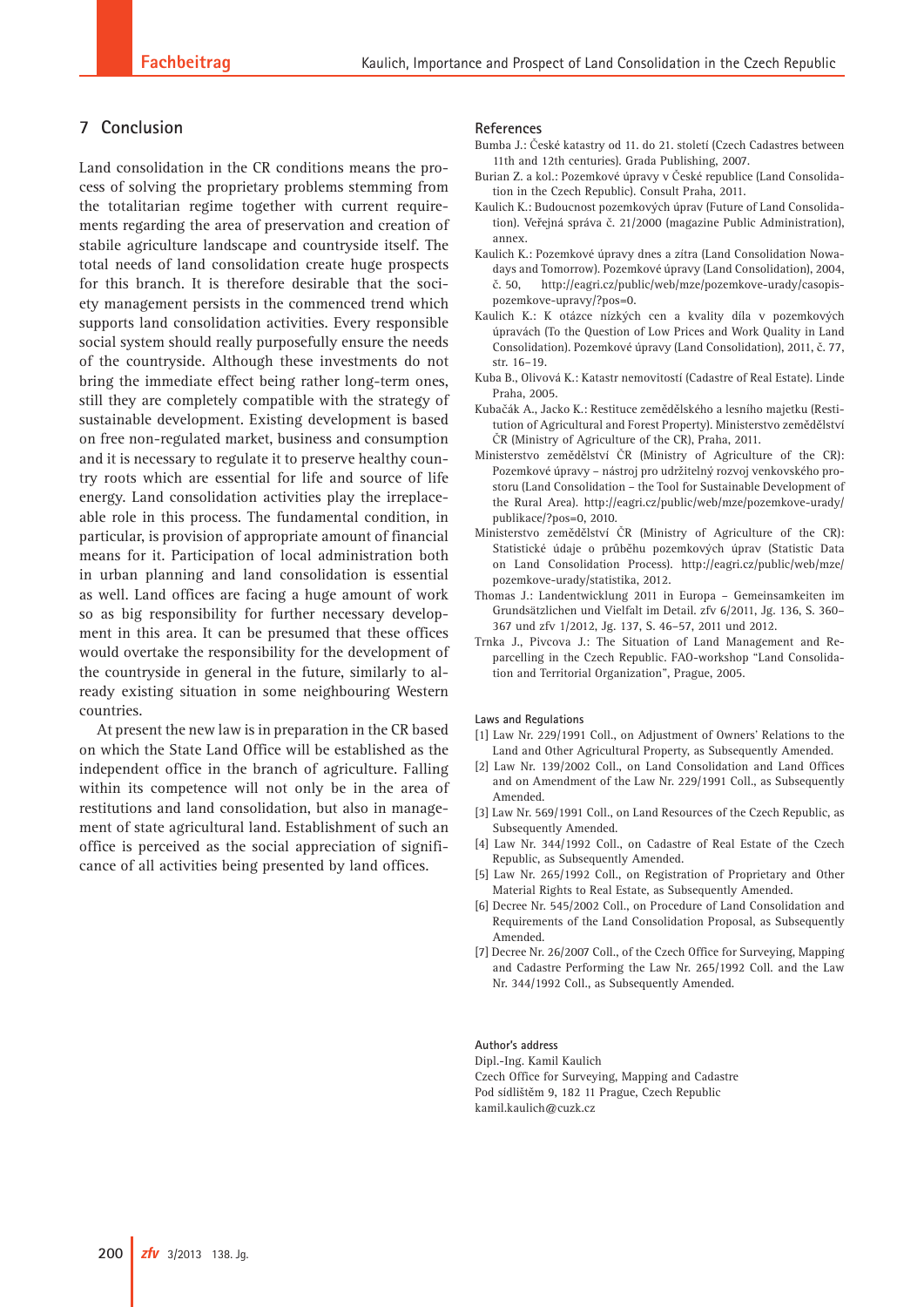## 7 Conclusion

Land consolidation in the CR conditions means the process of solving the proprietary problems stemming from the totalitarian regime together with current requirements regarding the area of preservation and creation of stabile agriculture landscape and countryside itself. The total needs of land consolidation create huge prospects for this branch. It is therefore desirable that the society management persists in the commenced trend which supports land consolidation activities. Every responsible social system should really purposefully ensure the needs of the countryside. Although these investments do not bring the immediate effect being rather long-term ones, still they are completely compatible with the strategy of sustainable development. Existing development is based on free non-regulated market, business and consumption and it is necessary to regulate it to preserve healthy country roots which are essential for life and source of life energy. Land consolidation activities play the irreplaceable role in this process. The fundamental condition, in particular, is provision of appropriate amount of financial means for it. Participation of local administration both in urban planning and land consolidation is essential as well. Land offices are facing a huge amount of work so as big responsibility for further development in this area. It can be presumed that these offices would overtake the responsibility for the development of the countryside in general in the future, similarly to already existing situation in some neighbouring Western countries.

At present the new law is in preparation in the CR based on which the State Land Office will be established as the independent office in the branch of agriculture. Falling within its competence will not only be in the area of restitutions and land consolidation, but also in management of state agricultural land. Establishment of such an office is perceived as the social appreciation of significance of all activities being presented by land offices.

### References

Bumba J.: České katastry od 11. do 21. století (Czech Cadastres between 11th and 12th centuries). Grada Publishing, 2007.

Burian Z. a kol.: Pozemkové úpravy v České republice (Land Consolidation in the Czech Republic). Consult Praha, 2011.

Kaulich K.: Budoucnost pozemkových úprav (Future of Land Consolidation). Veřejná správa č. 21/2000 (magazine Public Administration), annex.

Kaulich K.: Pozemkové úpravy dnes a zítra (Land Consolidation Nowadays and Tomorrow). Pozemkové úpravy (Land Consolidation), 2004, č. 50, http://eagri.cz/public/web/mze/pozemkove-urady/casopis-pozemkove-upravy/?pos=0.

Kaulich K.: K otázce nízkých cen a kvality díla v pozemkových úpravách (To the Question of Low Prices and Work Quality in Land Consolidation). Pozemkové úpravy (Land Consolidation), 2011, č. 77, str. 16–19.

Kuba B., Olivová K.: Katastr nemovitostí (Cadastre of Real Estate). Linde Praha, 2005.

Kubačák A., Jacko K.: Restituce zemědělského a lesního majetku (Restitution of Agricultural and Forest Property). Ministerstvo zemědělství ČR (Ministry of Agriculture of the CR), Praha, 2011.

Ministerstvo zemědělství ČR (Ministry of Agriculture of the CR): Pozemkové úpravy – nástroj pro udržitelný rozvoj venkovského prostoru (Land Consolidation – the Tool for Sustainable Development of the Rural Area). http://eagri.cz/public/web/mze/pozemkove-urady/publikace/?pos=0, 2010.

Ministerstvo zemědělství ČR (Ministry of Agriculture of the CR): Statistické údaje o průběhu pozemkových úprav (Statistic Data on Land Consolidation Process). http://eagri.cz/public/web/mze/pozemkove-urady/statistika, 2012.

Thomas J.: Landentwicklung 2011 in Europa – Gemeinsamkeiten im Grundsätzlichen und Vielfalt im Detail. zfv 6/2011, Jg. 136, S. 360–367 und zfv 1/2012, Jg. 137, S. 46–57, 2011 und 2012.

Trnka J., Pivcova J.: The Situation of Land Management and Reparcelling in the Czech Republic. FAO-workshop "Land Consolidation and Territorial Organization", Prague, 2005.

#### Laws and Regulations

[1] Law Nr. 229/1991 Coll., on Adjustment of Owners' Relations to the Land and Other Agricultural Property, as Subsequently Amended.

[2] Law Nr. 139/2002 Coll., on Land Consolidation and Land Offices and on Amendment of the Law Nr. 229/1991 Coll., as Subsequently Amended.

[3] Law Nr. 569/1991 Coll., on Land Resources of the Czech Republic, as Subsequently Amended.

[4] Law Nr. 344/1992 Coll., on Cadastre of Real Estate of the Czech Republic, as Subsequently Amended.

[5] Law Nr. 265/1992 Coll., on Registration of Proprietary and Other Material Rights to Real Estate, as Subsequently Amended.

[6] Decree Nr. 545/2002 Coll., on Procedure of Land Consolidation and Requirements of the Land Consolidation Proposal, as Subsequently Amended.

[7] Decree Nr. 26/2007 Coll., of the Czech Office for Surveying, Mapping and Cadastre Performing the Law Nr. 265/1992 Coll. and the Law Nr. 344/1992 Coll., as Subsequently Amended.

#### Author's address

Dipl.-Ing. Kamil Kaulich  
Czech Office for Surveying, Mapping and Cadastre  
Pod sídlištěm 9, 182 11 Prague, Czech Republic  
kamil.kaulich@cuzk.cz